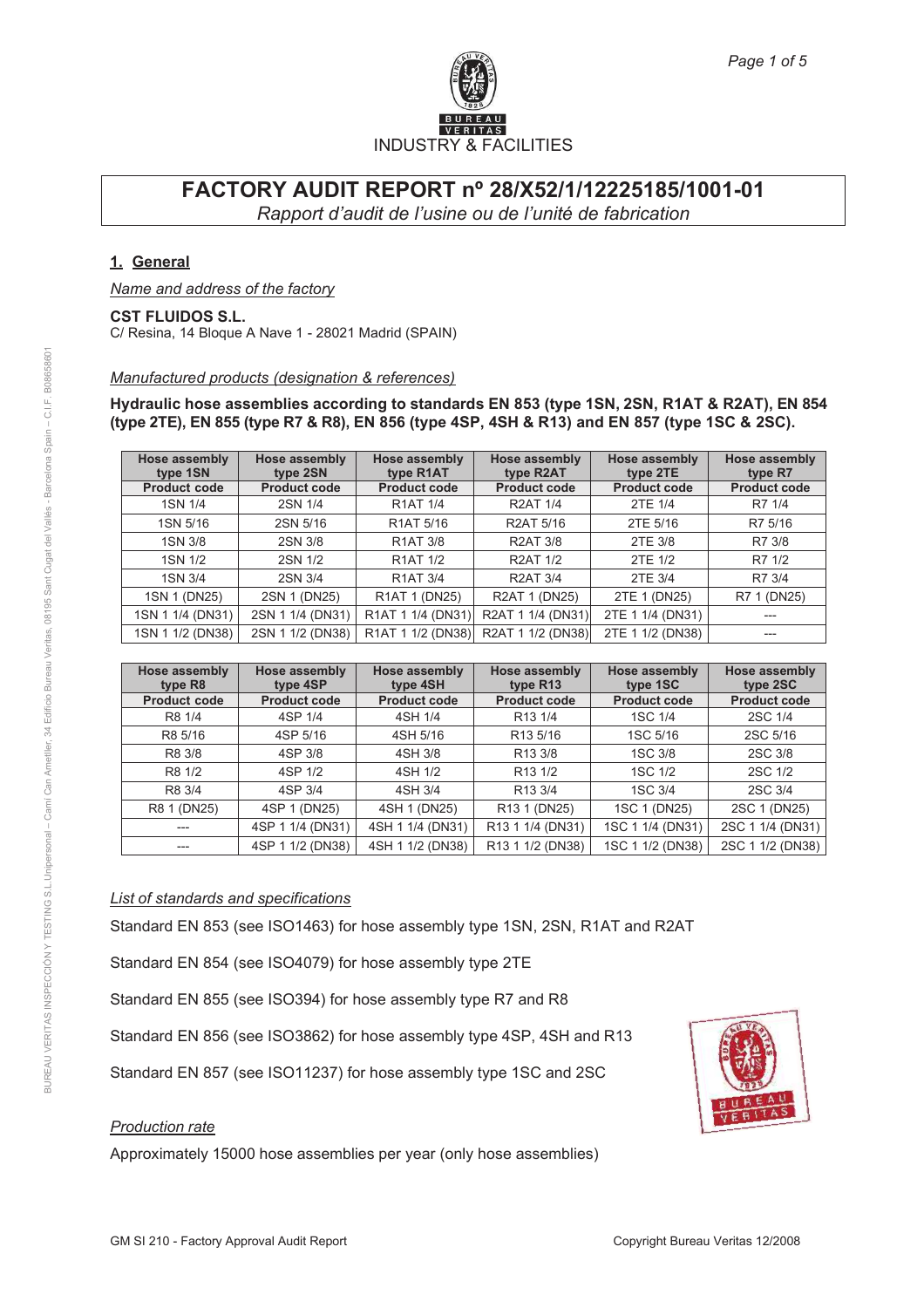BUREAU VERITAS
INDUSTRY & FACILITIES

# FACTORY AUDIT REPORT nº 28/X52/1/12225185/1001-01

*Rapport d'audit de l'usine ou de l'unité de fabrication*

## 1. General

*Name and address of the factory*

**CST FLUIDOS S.L.**
C/ Resina, 14 Bloque A Nave 1 - 28021 Madrid (SPAIN)

*Manufactured products (designation & references)*

**Hydraulic hose assemblies according to standards EN 853 (type 1SN, 2SN, R1AT & R2AT), EN 854 (type 2TE), EN 855 (type R7 & R8), EN 856 (type 4SP, 4SH & R13) and EN 857 (type 1SC & 2SC).**

| Hose assembly type 1SN | Hose assembly type 2SN | Hose assembly type R1AT | Hose assembly type R2AT | Hose assembly type 2TE | Hose assembly type R7 |
|---|---|---|---|---|---|
| **Product code** | **Product code** | **Product code** | **Product code** | **Product code** | **Product code** |
| 1SN 1/4 | 2SN 1/4 | R1AT 1/4 | R2AT 1/4 | 2TE 1/4 | R7 1/4 |
| 1SN 5/16 | 2SN 5/16 | R1AT 5/16 | R2AT 5/16 | 2TE 5/16 | R7 5/16 |
| 1SN 3/8 | 2SN 3/8 | R1AT 3/8 | R2AT 3/8 | 2TE 3/8 | R7 3/8 |
| 1SN 1/2 | 2SN 1/2 | R1AT 1/2 | R2AT 1/2 | 2TE 1/2 | R7 1/2 |
| 1SN 3/4 | 2SN 3/4 | R1AT 3/4 | R2AT 3/4 | 2TE 3/4 | R7 3/4 |
| 1SN 1 (DN25) | 2SN 1 (DN25) | R1AT 1 (DN25) | R2AT 1 (DN25) | 2TE 1 (DN25) | R7 1 (DN25) |
| 1SN 1 1/4 (DN31) | 2SN 1 1/4 (DN31) | R1AT 1 1/4 (DN31) | R2AT 1 1/4 (DN31) | 2TE 1 1/4 (DN31) | --- |
| 1SN 1 1/2 (DN38) | 2SN 1 1/2 (DN38) | R1AT 1 1/2 (DN38) | R2AT 1 1/2 (DN38) | 2TE 1 1/2 (DN38) | --- |

| Hose assembly type R8 | Hose assembly type 4SP | Hose assembly type 4SH | Hose assembly type R13 | Hose assembly type 1SC | Hose assembly type 2SC |
|---|---|---|---|---|---|
| **Product code** | **Product code** | **Product code** | **Product code** | **Product code** | **Product code** |
| R8 1/4 | 4SP 1/4 | 4SH 1/4 | R13 1/4 | 1SC 1/4 | 2SC 1/4 |
| R8 5/16 | 4SP 5/16 | 4SH 5/16 | R13 5/16 | 1SC 5/16 | 2SC 5/16 |
| R8 3/8 | 4SP 3/8 | 4SH 3/8 | R13 3/8 | 1SC 3/8 | 2SC 3/8 |
| R8 1/2 | 4SP 1/2 | 4SH 1/2 | R13 1/2 | 1SC 1/2 | 2SC 1/2 |
| R8 3/4 | 4SP 3/4 | 4SH 3/4 | R13 3/4 | 1SC 3/4 | 2SC 3/4 |
| R8 1 (DN25) | 4SP 1 (DN25) | 4SH 1 (DN25) | R13 1 (DN25) | 1SC 1 (DN25) | 2SC 1 (DN25) |
| --- | 4SP 1 1/4 (DN31) | 4SH 1 1/4 (DN31) | R13 1 1/4 (DN31) | 1SC 1 1/4 (DN31) | 2SC 1 1/4 (DN31) |
| --- | 4SP 1 1/2 (DN38) | 4SH 1 1/2 (DN38) | R13 1 1/2 (DN38) | 1SC 1 1/2 (DN38) | 2SC 1 1/2 (DN38) |

*List of standards and specifications*

Standard EN 853 (see ISO1463) for hose assembly type 1SN, 2SN, R1AT and R2AT

Standard EN 854 (see ISO4079) for hose assembly type 2TE

Standard EN 855 (see ISO394) for hose assembly type R7 and R8

Standard EN 856 (see ISO3862) for hose assembly type 4SP, 4SH and R13

Standard EN 857 (see ISO11237) for hose assembly type 1SC and 2SC

*Production rate*

Approximately 15000 hose assemblies per year (only hose assemblies)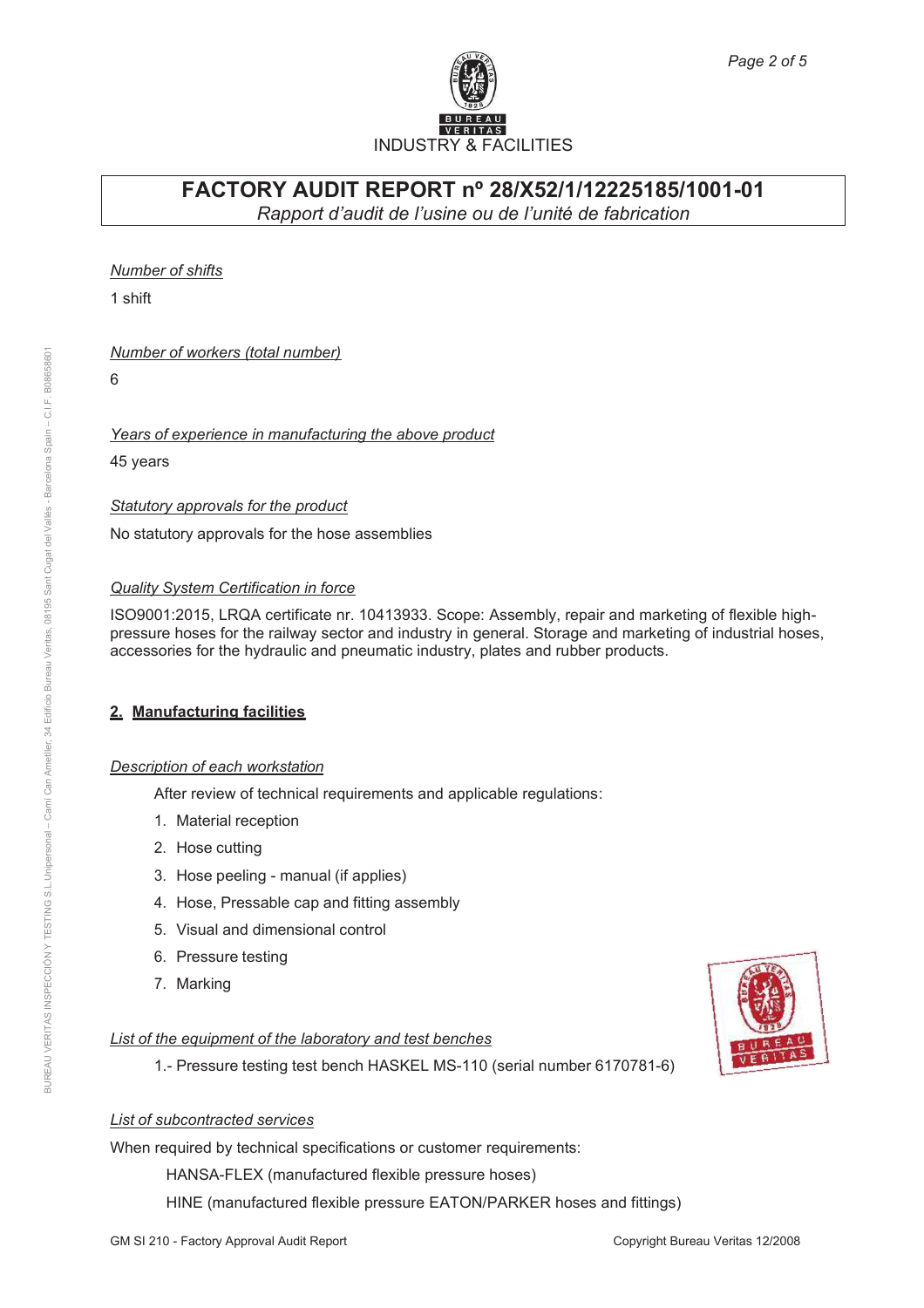# FACTORY AUDIT REPORT nº 28/X52/1/12225185/1001-01

*Rapport d'audit de l'usine ou de l'unité de fabrication*

*Number of shifts*

1 shift

*Number of workers (total number)*

6

*Years of experience in manufacturing the above product*

45 years

*Statutory approvals for the product*

No statutory approvals for the hose assemblies

*Quality System Certification in force*

ISO9001:2015, LRQA certificate nr. 10413933. Scope: Assembly, repair and marketing of flexible high-pressure hoses for the railway sector and industry in general. Storage and marketing of industrial hoses, accessories for the hydraulic and pneumatic industry, plates and rubber products.

## 2. Manufacturing facilities

*Description of each workstation*

After review of technical requirements and applicable regulations:

1. Material reception
2. Hose cutting
3. Hose peeling - manual (if applies)
4. Hose, Pressable cap and fitting assembly
5. Visual and dimensional control
6. Pressure testing
7. Marking

*List of the equipment of the laboratory and test benches*

1.- Pressure testing test bench HASKEL MS-110 (serial number 6170781-6)

*List of subcontracted services*

When required by technical specifications or customer requirements:

HANSA-FLEX (manufactured flexible pressure hoses)

HINE (manufactured flexible pressure EATON/PARKER hoses and fittings)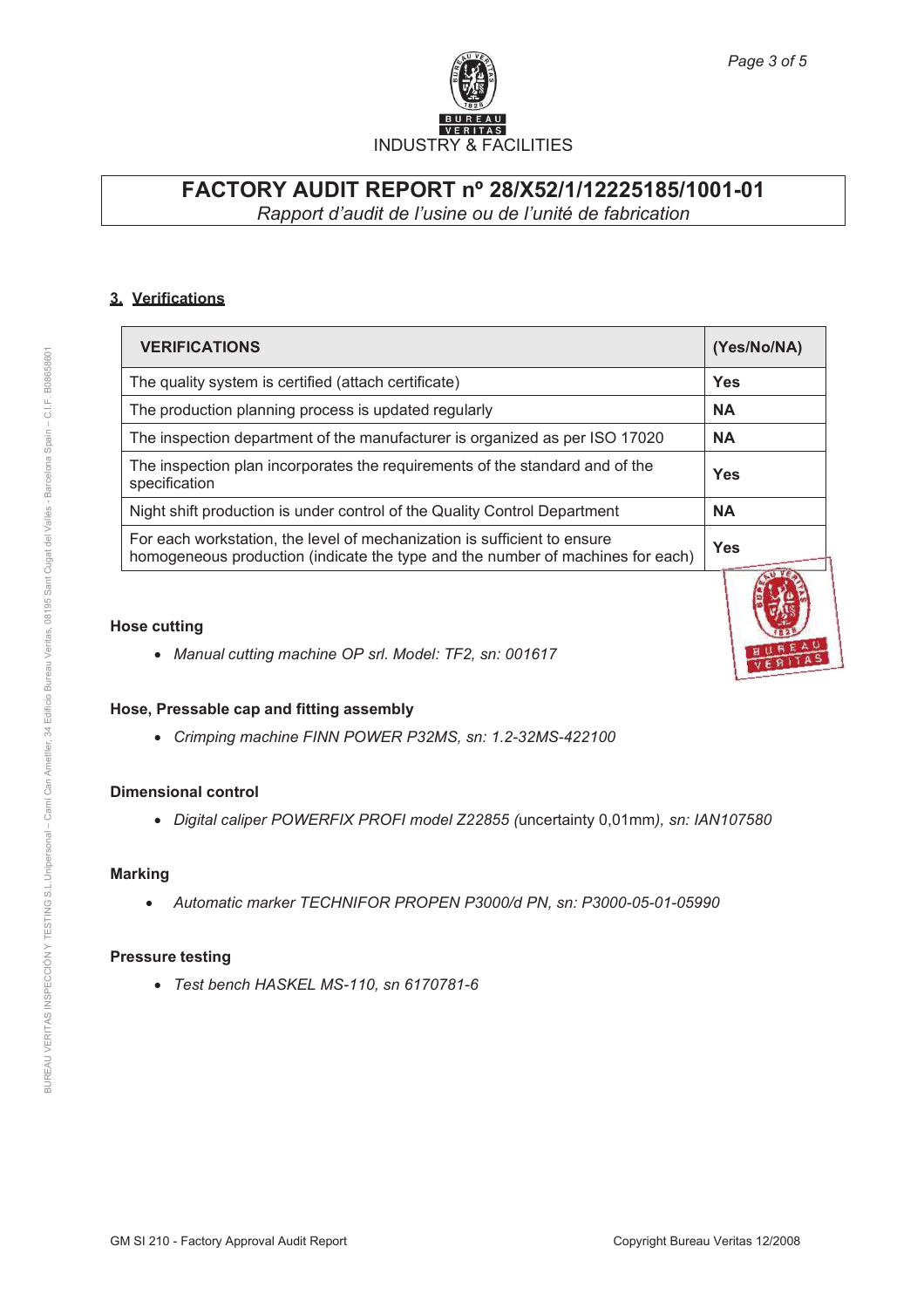# FACTORY AUDIT REPORT nº 28/X52/1/12225185/1001-01

*Rapport d'audit de l'usine ou de l'unité de fabrication*

## 3. Verifications

| VERIFICATIONS | (Yes/No/NA) |
|---|---|
| The quality system is certified (attach certificate) | **Yes** |
| The production planning process is updated regularly | **NA** |
| The inspection department of the manufacturer is organized as per ISO 17020 | **NA** |
| The inspection plan incorporates the requirements of the standard and of the specification | **Yes** |
| Night shift production is under control of the Quality Control Department | **NA** |
| For each workstation, the level of mechanization is sufficient to ensure homogeneous production (indicate the type and the number of machines for each) | **Yes** |

**Hose cutting**

- *Manual cutting machine OP srl. Model: TF2, sn: 001617*

**Hose, Pressable cap and fitting assembly**

- *Crimping machine FINN POWER P32MS, sn: 1.2-32MS-422100*

**Dimensional control**

- *Digital caliper POWERFIX PROFI model Z22855 (*uncertainty 0,01mm*), sn: IAN107580*

**Marking**

- *Automatic marker TECHNIFOR PROPEN P3000/d PN, sn: P3000-05-01-05990*

**Pressure testing**

- *Test bench HASKEL MS-110, sn 6170781-6*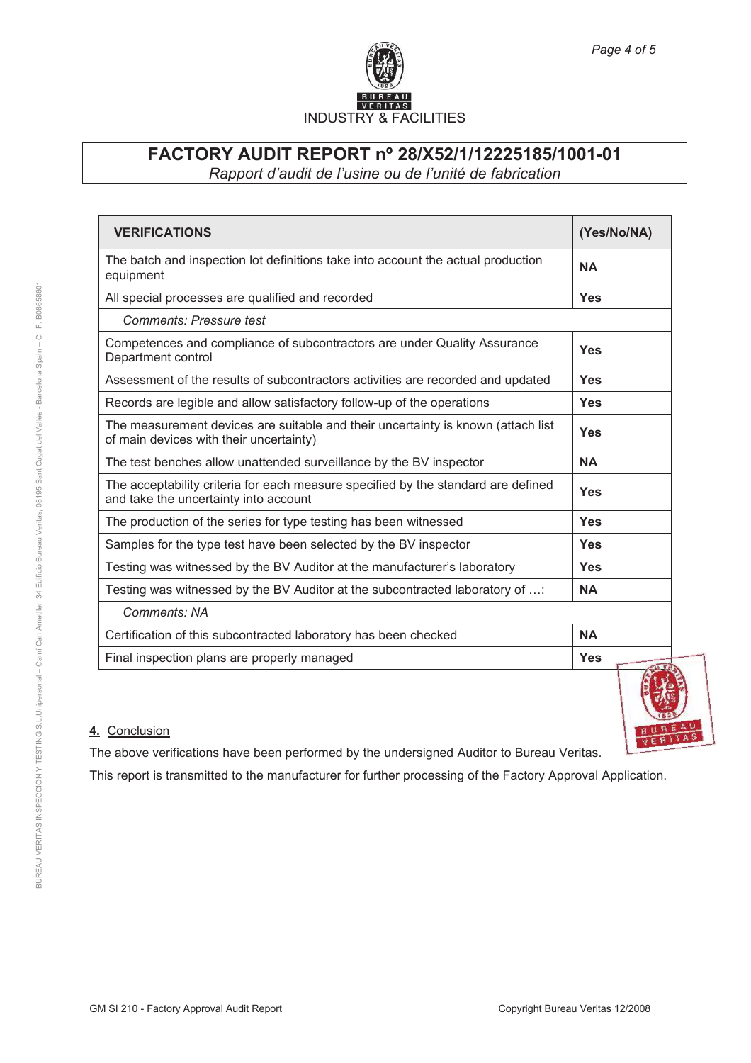INDUSTRY & FACILITIES

# FACTORY AUDIT REPORT nº 28/X52/1/12225185/1001-01

*Rapport d'audit de l'usine ou de l'unité de fabrication*

| VERIFICATIONS | (Yes/No/NA) |
|---|---|
| The batch and inspection lot definitions take into account the actual production equipment | **NA** |
| All special processes are qualified and recorded | **Yes** |
| *Comments: Pressure test* | |
| Competences and compliance of subcontractors are under Quality Assurance Department control | **Yes** |
| Assessment of the results of subcontractors activities are recorded and updated | **Yes** |
| Records are legible and allow satisfactory follow-up of the operations | **Yes** |
| The measurement devices are suitable and their uncertainty is known (attach list of main devices with their uncertainty) | **Yes** |
| The test benches allow unattended surveillance by the BV inspector | **NA** |
| The acceptability criteria for each measure specified by the standard are defined and take the uncertainty into account | **Yes** |
| The production of the series for type testing has been witnessed | **Yes** |
| Samples for the type test have been selected by the BV inspector | **Yes** |
| Testing was witnessed by the BV Auditor at the manufacturer's laboratory | **Yes** |
| Testing was witnessed by the BV Auditor at the subcontracted laboratory of …: | **NA** |
| *Comments: NA* | |
| Certification of this subcontracted laboratory has been checked | **NA** |
| Final inspection plans are properly managed | **Yes** |

## 4. Conclusion

The above verifications have been performed by the undersigned Auditor to Bureau Veritas.

This report is transmitted to the manufacturer for further processing of the Factory Approval Application.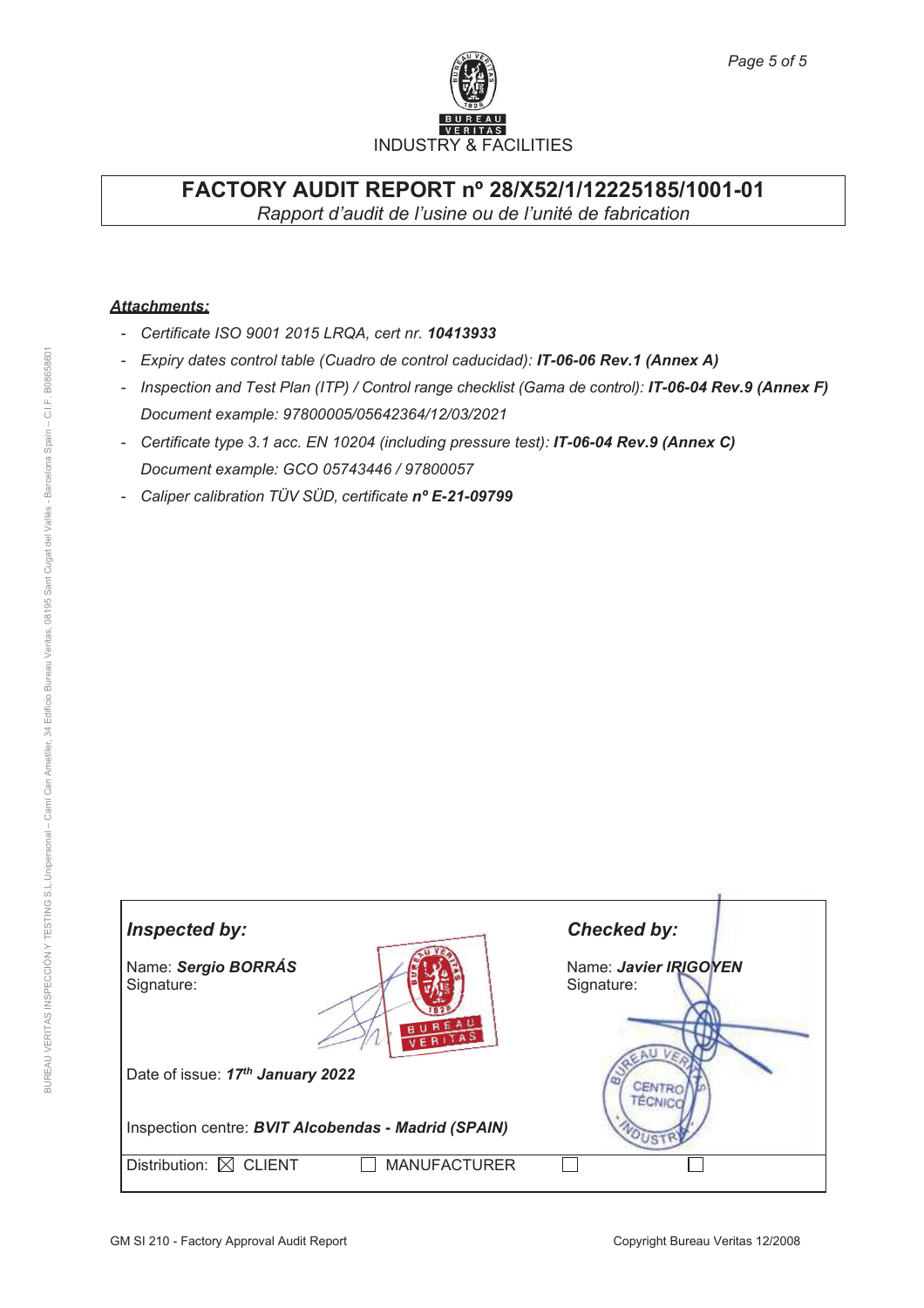BUREAU VERITAS

INDUSTRY & FACILITIES

# FACTORY AUDIT REPORT nº 28/X52/1/12225185/1001-01

*Rapport d'audit de l'usine ou de l'unité de fabrication*

***Attachments:***

- *Certificate ISO 9001 2015 LRQA, cert nr.* ***10413933***
- *Expiry dates control table (Cuadro de control caducidad):* ***IT-06-06 Rev.1 (Annex A)***
- *Inspection and Test Plan (ITP) / Control range checklist (Gama de control):* ***IT-06-04 Rev.9 (Annex F)***
  *Document example: 97800005/05642364/12/03/2021*
- *Certificate type 3.1 acc. EN 10204 (including pressure test):* ***IT-06-04 Rev.9 (Annex C)***
  *Document example: GCO 05743446 / 97800057*
- *Caliper calibration TÜV SÜD, certificate* ***nº E-21-09799***

| | |
|---|---|
| ***Inspected by:*** | ***Checked by:*** |
| Name: ***Sergio BORRÁS*** | Name: ***Javier IRIGOYEN*** |
| Signature: | Signature: |
| Date of issue: ***17th January 2022*** | |
| Inspection centre: ***BVIT Alcobendas - Madrid (SPAIN)*** | |
| Distribution: ☒ CLIENT ☐ MANUFACTURER | ☐ ☐ |

BUREAU VERITAS INSPECCIÓN Y TESTING S.L.Unipersonal – Camí Can Ametller, 34 Edificio Bureau Veritas, 08195 Sant Cugat del Vallès - Barcelona Spain – C.I.F. B08658601

GM SI 210 - Factory Approval Audit Report

Copyright Bureau Veritas 12/2008